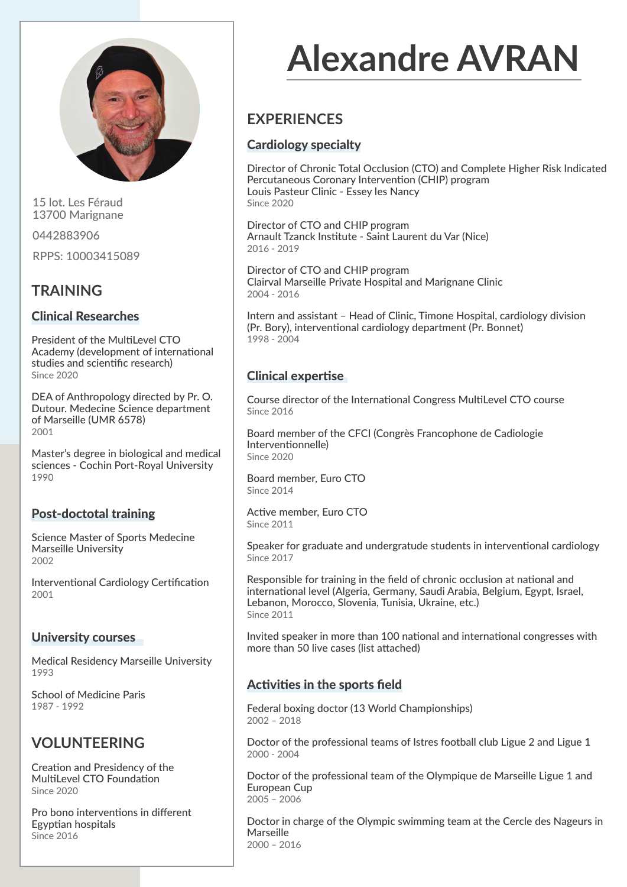# Alexandre AVRAN

15 lot. Les Féraud
13700 Marignane

0442883906

RPPS: 10003415089

## TRAINING

### Clinical Researches

President of the MultiLevel CTO Academy (development of international studies and scientific research)
Since 2020

DEA of Anthropology directed by Pr. O. Dutour. Medecine Science department of Marseille (UMR 6578)
2001

Master's degree in biological and medical sciences - Cochin Port-Royal University
1990

### Post-doctotal training

Science Master of Sports Medecine Marseille University
2002

Interventional Cardiology Certification
2001

### University courses

Medical Residency Marseille University
1993

School of Medicine Paris
1987 - 1992

## VOLUNTEERING

Creation and Presidency of the MultiLevel CTO Foundation
Since 2020

Pro bono interventions in different Egyptian hospitals
Since 2016

## EXPERIENCES

### Cardiology specialty

Director of Chronic Total Occlusion (CTO) and Complete Higher Risk Indicated Percutaneous Coronary Intervention (CHIP) program
Louis Pasteur Clinic - Essey les Nancy
Since 2020

Director of CTO and CHIP program
Arnault Tzanck Institute - Saint Laurent du Var (Nice)
2016 - 2019

Director of CTO and CHIP program
Clairval Marseille Private Hospital and Marignane Clinic
2004 - 2016

Intern and assistant – Head of Clinic, Timone Hospital, cardiology division (Pr. Bory), interventional cardiology department (Pr. Bonnet)
1998 - 2004

### Clinical expertise

Course director of the International Congress MultiLevel CTO course
Since 2016

Board member of the CFCI (Congrès Francophone de Cadiologie Interventionnelle)
Since 2020

Board member, Euro CTO
Since 2014

Active member, Euro CTO
Since 2011

Speaker for graduate and undergratude students in interventional cardiology
Since 2017

Responsible for training in the field of chronic occlusion at national and international level (Algeria, Germany, Saudi Arabia, Belgium, Egypt, Israel, Lebanon, Morocco, Slovenia, Tunisia, Ukraine, etc.)
Since 2011

Invited speaker in more than 100 national and international congresses with more than 50 live cases (list attached)

### Activities in the sports field

Federal boxing doctor (13 World Championships)
2002 – 2018

Doctor of the professional teams of Istres football club Ligue 2 and Ligue 1
2000 - 2004

Doctor of the professional team of the Olympique de Marseille Ligue 1 and European Cup
2005 – 2006

Doctor in charge of the Olympic swimming team at the Cercle des Nageurs in Marseille
2000 – 2016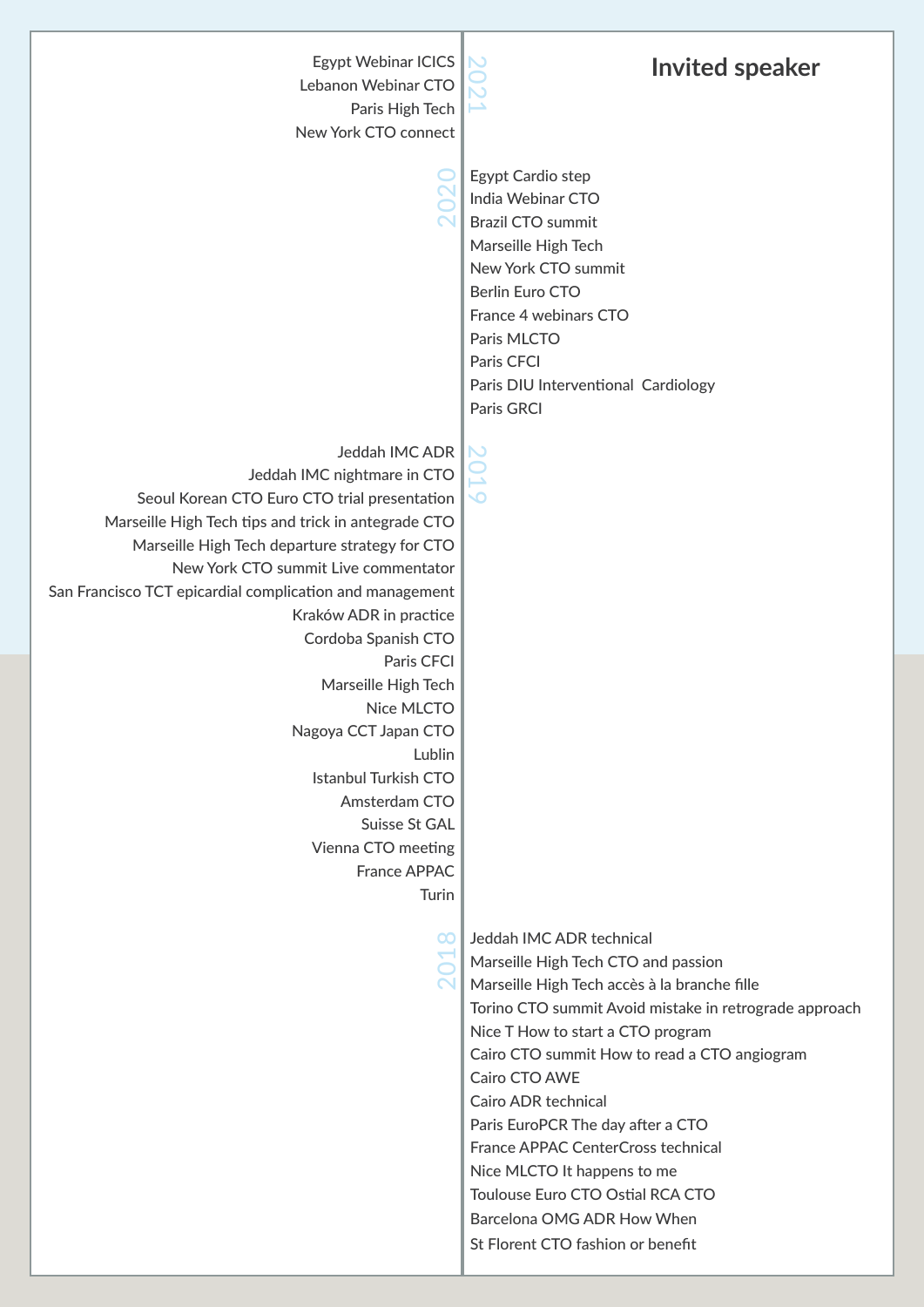# Invited speaker

### 2021

Egypt Webinar ICICS
Lebanon Webinar CTO
Paris High Tech
New York CTO connect

### 2020

Egypt Cardio step
India Webinar CTO
Brazil CTO summit
Marseille High Tech
New York CTO summit
Berlin Euro CTO
France 4 webinars CTO
Paris MLCTO
Paris CFCI
Paris DIU Interventional Cardiology
Paris GRCI

### 2019

Jeddah IMC ADR
Jeddah IMC nightmare in CTO
Seoul Korean CTO Euro CTO trial presentation
Marseille High Tech tips and trick in antegrade CTO
Marseille High Tech departure strategy for CTO
New York CTO summit Live commentator
San Francisco TCT epicardial complication and management
Kraków ADR in practice
Cordoba Spanish CTO
Paris CFCI
Marseille High Tech
Nice MLCTO
Nagoya CCT Japan CTO
Lublin
Istanbul Turkish CTO
Amsterdam CTO
Suisse St GAL
Vienna CTO meeting
France APPAC
Turin

### 2018

Jeddah IMC ADR technical
Marseille High Tech CTO and passion
Marseille High Tech accès à la branche fille
Torino CTO summit Avoid mistake in retrograde approach
Nice T How to start a CTO program
Cairo CTO summit How to read a CTO angiogram
Cairo CTO AWE
Cairo ADR technical
Paris EuroPCR The day after a CTO
France APPAC CenterCross technical
Nice MLCTO It happens to me
Toulouse Euro CTO Ostial RCA CTO
Barcelona OMG ADR How When
St Florent CTO fashion or benefit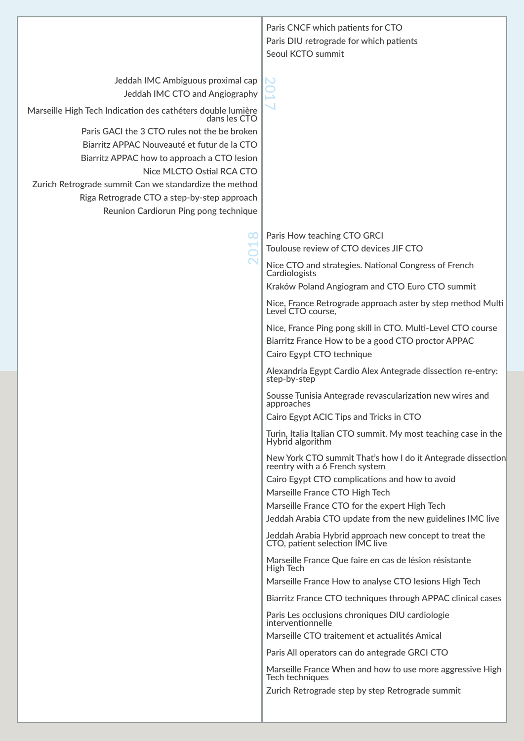Paris CNCF which patients for CTO

Paris DIU retrograde for which patients

Seoul KCTO summit

## 2017

Jeddah IMC Ambiguous proximal cap

Jeddah IMC CTO and Angiography

Marseille High Tech Indication des cathéters double lumière dans les CTO

Paris GACI the 3 CTO rules not the be broken

Biarritz APPAC Nouveauté et futur de la CTO

Biarritz APPAC how to approach a CTO lesion

Nice MLCTO Ostial RCA CTO

Zurich Retrograde summit Can we standardize the method

Riga Retrograde CTO a step-by-step approach

Reunion Cardiorun Ping pong technique

## 2018

Paris How teaching CTO GRCI

Toulouse review of CTO devices JIF CTO

Nice CTO and strategies. National Congress of French Cardiologists

Kraków Poland Angiogram and CTO Euro CTO summit

Nice, France Retrograde approach aster by step method Multi Level CTO course,

Nice, France Ping pong skill in CTO. Multi-Level CTO course

Biarritz France How to be a good CTO proctor APPAC

Cairo Egypt CTO technique

Alexandria Egypt Cardio Alex Antegrade dissection re-entry: step-by-step

Sousse Tunisia Antegrade revascularization new wires and approaches

Cairo Egypt ACIC Tips and Tricks in CTO

Turin, Italia Italian CTO summit. My most teaching case in the Hybrid algorithm

New York CTO summit That's how I do it Antegrade dissection reentry with a 6 French system

Cairo Egypt CTO complications and how to avoid

Marseille France CTO High Tech

Marseille France CTO for the expert High Tech

Jeddah Arabia CTO update from the new guidelines IMC live

Jeddah Arabia Hybrid approach new concept to treat the CTO, patient selection IMC live

Marseille France Que faire en cas de lésion résistante High Tech

Marseille France How to analyse CTO lesions High Tech

Biarritz France CTO techniques through APPAC clinical cases

Paris Les occlusions chroniques DIU cardiologie interventionnelle

Marseille CTO traitement et actualités Amical

Paris All operators can do antegrade GRCI CTO

Marseille France When and how to use more aggressive High Tech techniques

Zurich Retrograde step by step Retrograde summit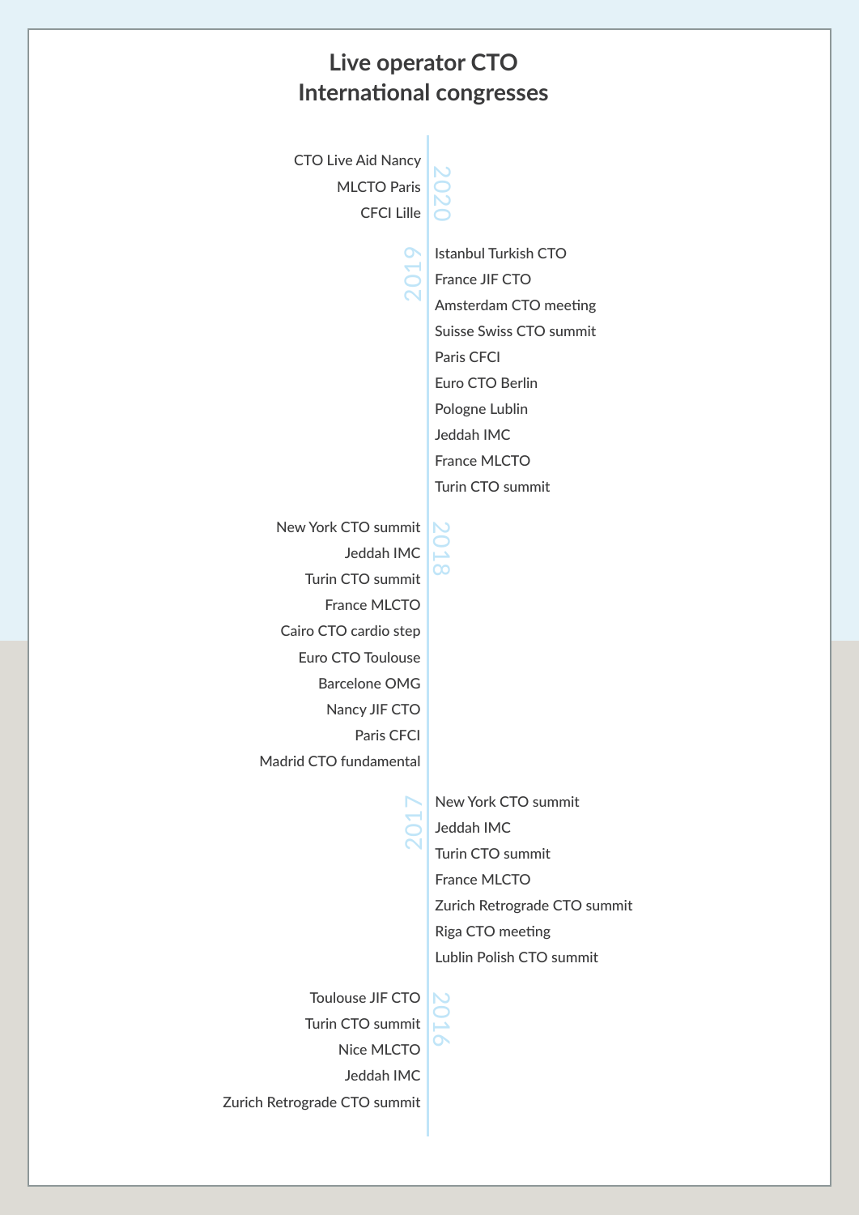# Live operator CTO International congresses

## 2020

- CTO Live Aid Nancy
- MLCTO Paris
- CFCI Lille

## 2019

- Istanbul Turkish CTO
- France JIF CTO
- Amsterdam CTO meeting
- Suisse Swiss CTO summit
- Paris CFCI
- Euro CTO Berlin
- Pologne Lublin
- Jeddah IMC
- France MLCTO
- Turin CTO summit

## 2018

- New York CTO summit
- Jeddah IMC
- Turin CTO summit
- France MLCTO
- Cairo CTO cardio step
- Euro CTO Toulouse
- Barcelone OMG
- Nancy JIF CTO
- Paris CFCI
- Madrid CTO fundamental

## 2017

- New York CTO summit
- Jeddah IMC
- Turin CTO summit
- France MLCTO
- Zurich Retrograde CTO summit
- Riga CTO meeting
- Lublin Polish CTO summit

## 2016

- Toulouse JIF CTO
- Turin CTO summit
- Nice MLCTO
- Jeddah IMC
- Zurich Retrograde CTO summit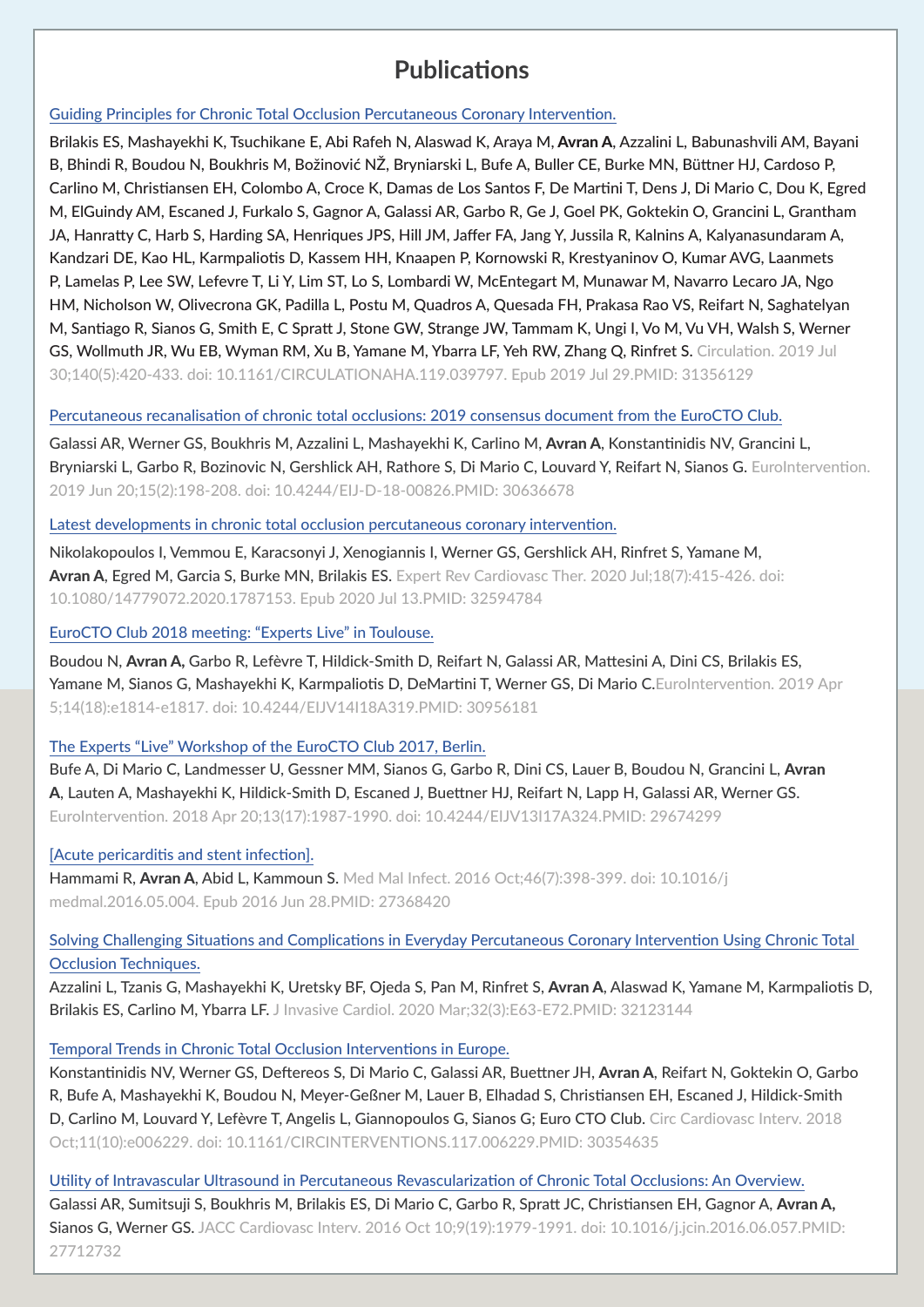## Publications

[Guiding Principles for Chronic Total Occlusion Percutaneous Coronary Intervention.]

Brilakis ES, Mashayekhi K, Tsuchikane E, Abi Rafeh N, Alaswad K, Araya M, **Avran A**, Azzalini L, Babunashvili AM, Bayani B, Bhindi R, Boudou N, Boukhris M, Božinović NŽ, Bryniarski L, Bufe A, Buller CE, Burke MN, Büttner HJ, Cardoso P, Carlino M, Christiansen EH, Colombo A, Croce K, Damas de Los Santos F, De Martini T, Dens J, Di Mario C, Dou K, Egred M, ElGuindy AM, Escaned J, Furkalo S, Gagnor A, Galassi AR, Garbo R, Ge J, Goel PK, Goktekin O, Grancini L, Grantham JA, Hanratty C, Harb S, Harding SA, Henriques JPS, Hill JM, Jaffer FA, Jang Y, Jussila R, Kalnins A, Kalyanasundaram A, Kandzari DE, Kao HL, Karmpaliotis D, Kassem HH, Knaapen P, Kornowski R, Krestyaninov O, Kumar AVG, Laanmets P, Lamelas P, Lee SW, Lefevre T, Li Y, Lim ST, Lo S, Lombardi W, McEntegart M, Munawar M, Navarro Lecaro JA, Ngo HM, Nicholson W, Olivecrona GK, Padilla L, Postu M, Quadros A, Quesada FH, Prakasa Rao VS, Reifart N, Saghatelyan M, Santiago R, Sianos G, Smith E, C Spratt J, Stone GW, Strange JW, Tammam K, Ungi I, Vo M, Vu VH, Walsh S, Werner GS, Wollmuth JR, Wu EB, Wyman RM, Xu B, Yamane M, Ybarra LF, Yeh RW, Zhang Q, Rinfret S. Circulation. 2019 Jul 30;140(5):420-433. doi: 10.1161/CIRCULATIONAHA.119.039797. Epub 2019 Jul 29.PMID: 31356129

[Percutaneous recanalisation of chronic total occlusions: 2019 consensus document from the EuroCTO Club.]

Galassi AR, Werner GS, Boukhris M, Azzalini L, Mashayekhi K, Carlino M, **Avran A**, Konstantinidis NV, Grancini L, Bryniarski L, Garbo R, Bozinovic N, Gershlick AH, Rathore S, Di Mario C, Louvard Y, Reifart N, Sianos G. EuroIntervention. 2019 Jun 20;15(2):198-208. doi: 10.4244/EIJ-D-18-00826.PMID: 30636678

[Latest developments in chronic total occlusion percutaneous coronary intervention.]

Nikolakopoulos I, Vemmou E, Karacsonyi J, Xenogiannis I, Werner GS, Gershlick AH, Rinfret S, Yamane M, **Avran A**, Egred M, Garcia S, Burke MN, Brilakis ES. Expert Rev Cardiovasc Ther. 2020 Jul;18(7):415-426. doi: 10.1080/14779072.2020.1787153. Epub 2020 Jul 13.PMID: 32594784

[EuroCTO Club 2018 meeting: "Experts Live" in Toulouse.]

Boudou N, **Avran A,** Garbo R, Lefèvre T, Hildick-Smith D, Reifart N, Galassi AR, Mattesini A, Dini CS, Brilakis ES, Yamane M, Sianos G, Mashayekhi K, Karmpaliotis D, DeMartini T, Werner GS, Di Mario C.EuroIntervention. 2019 Apr 5;14(18):e1814-e1817. doi: 10.4244/EIJV14I18A319.PMID: 30956181

[The Experts "Live" Workshop of the EuroCTO Club 2017, Berlin.]

Bufe A, Di Mario C, Landmesser U, Gessner MM, Sianos G, Garbo R, Dini CS, Lauer B, Boudou N, Grancini L, **Avran A**, Lauten A, Mashayekhi K, Hildick-Smith D, Escaned J, Buettner HJ, Reifart N, Lapp H, Galassi AR, Werner GS. EuroIntervention. 2018 Apr 20;13(17):1987-1990. doi: 10.4244/EIJV13I17A324.PMID: 29674299

[[Acute pericarditis and stent infection].]

Hammami R, **Avran A**, Abid L, Kammoun S. Med Mal Infect. 2016 Oct;46(7):398-399. doi: 10.1016/j medmal.2016.05.004. Epub 2016 Jun 28.PMID: 27368420

[Solving Challenging Situations and Complications in Everyday Percutaneous Coronary Intervention Using Chronic Total Occlusion Techniques.]

Azzalini L, Tzanis G, Mashayekhi K, Uretsky BF, Ojeda S, Pan M, Rinfret S, **Avran A**, Alaswad K, Yamane M, Karmpaliotis D, Brilakis ES, Carlino M, Ybarra LF. J Invasive Cardiol. 2020 Mar;32(3):E63-E72.PMID: 32123144

[Temporal Trends in Chronic Total Occlusion Interventions in Europe.]

Konstantinidis NV, Werner GS, Deftereos S, Di Mario C, Galassi AR, Buettner JH, **Avran A**, Reifart N, Goktekin O, Garbo R, Bufe A, Mashayekhi K, Boudou N, Meyer-Geßner M, Lauer B, Elhadad S, Christiansen EH, Escaned J, Hildick-Smith D, Carlino M, Louvard Y, Lefèvre T, Angelis L, Giannopoulos G, Sianos G; Euro CTO Club. Circ Cardiovasc Interv. 2018 Oct;11(10):e006229. doi: 10.1161/CIRCINTERVENTIONS.117.006229.PMID: 30354635

[Utility of Intravascular Ultrasound in Percutaneous Revascularization of Chronic Total Occlusions: An Overview.]

Galassi AR, Sumitsuji S, Boukhris M, Brilakis ES, Di Mario C, Garbo R, Spratt JC, Christiansen EH, Gagnor A, **Avran A,** Sianos G, Werner GS. JACC Cardiovasc Interv. 2016 Oct 10;9(19):1979-1991. doi: 10.1016/j.jcin.2016.06.057.PMID: 27712732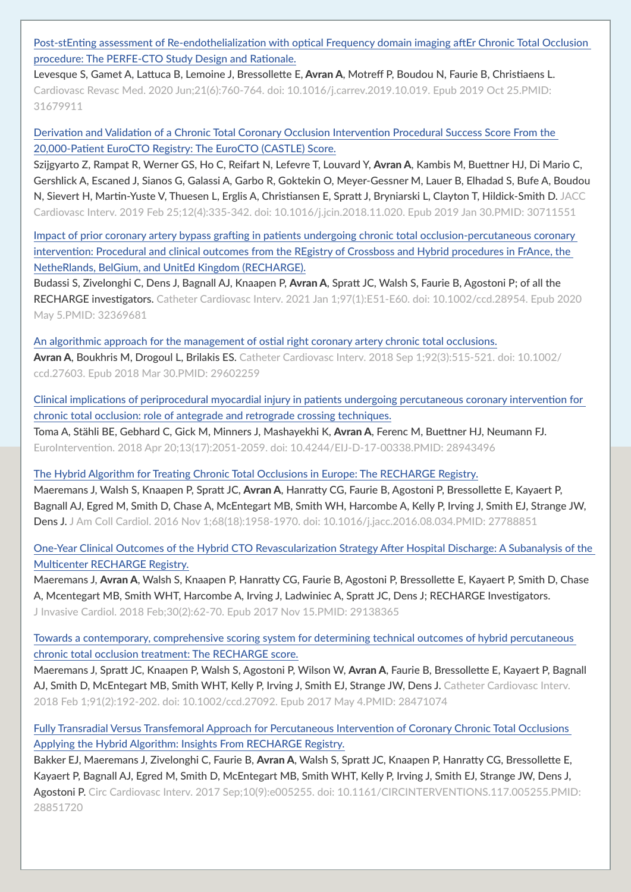Post-stEnting assessment of Re-endothelialization with optical Frequency domain imaging aftEr Chronic Total Occlusion procedure: The PERFE-CTO Study Design and Rationale.

Levesque S, Gamet A, Lattuca B, Lemoine J, Bressollette E, **Avran A**, Motreff P, Boudou N, Faurie B, Christiaens L. Cardiovasc Revasc Med. 2020 Jun;21(6):760-764. doi: 10.1016/j.carrev.2019.10.019. Epub 2019 Oct 25.PMID: 31679911

Derivation and Validation of a Chronic Total Coronary Occlusion Intervention Procedural Success Score From the 20,000-Patient EuroCTO Registry: The EuroCTO (CASTLE) Score.

Szijgyarto Z, Rampat R, Werner GS, Ho C, Reifart N, Lefevre T, Louvard Y, **Avran A**, Kambis M, Buettner HJ, Di Mario C, Gershlick A, Escaned J, Sianos G, Galassi A, Garbo R, Goktekin O, Meyer-Gessner M, Lauer B, Elhadad S, Bufe A, Boudou N, Sievert H, Martin-Yuste V, Thuesen L, Erglis A, Christiansen E, Spratt J, Bryniarski L, Clayton T, Hildick-Smith D. JACC Cardiovasc Interv. 2019 Feb 25;12(4):335-342. doi: 10.1016/j.jcin.2018.11.020. Epub 2019 Jan 30.PMID: 30711551

Impact of prior coronary artery bypass grafting in patients undergoing chronic total occlusion-percutaneous coronary intervention: Procedural and clinical outcomes from the REgistry of Crossboss and Hybrid procedures in FrAnce, the NetheRlands, BelGium, and UnitEd Kingdom (RECHARGE).

Budassi S, Zivelonghi C, Dens J, Bagnall AJ, Knaapen P, **Avran A**, Spratt JC, Walsh S, Faurie B, Agostoni P; of all the RECHARGE investigators. Catheter Cardiovasc Interv. 2021 Jan 1;97(1):E51-E60. doi: 10.1002/ccd.28954. Epub 2020 May 5.PMID: 32369681

An algorithmic approach for the management of ostial right coronary artery chronic total occlusions.

**Avran A**, Boukhris M, Drogoul L, Brilakis ES. Catheter Cardiovasc Interv. 2018 Sep 1;92(3):515-521. doi: 10.1002/ccd.27603. Epub 2018 Mar 30.PMID: 29602259

Clinical implications of periprocedural myocardial injury in patients undergoing percutaneous coronary intervention for chronic total occlusion: role of antegrade and retrograde crossing techniques.

Toma A, Stähli BE, Gebhard C, Gick M, Minners J, Mashayekhi K, **Avran A**, Ferenc M, Buettner HJ, Neumann FJ. EuroIntervention. 2018 Apr 20;13(17):2051-2059. doi: 10.4244/EIJ-D-17-00338.PMID: 28943496

The Hybrid Algorithm for Treating Chronic Total Occlusions in Europe: The RECHARGE Registry.

Maeremans J, Walsh S, Knaapen P, Spratt JC, **Avran A**, Hanratty CG, Faurie B, Agostoni P, Bressollette E, Kayaert P, Bagnall AJ, Egred M, Smith D, Chase A, McEntegart MB, Smith WH, Harcombe A, Kelly P, Irving J, Smith EJ, Strange JW, Dens J. J Am Coll Cardiol. 2016 Nov 1;68(18):1958-1970. doi: 10.1016/j.jacc.2016.08.034.PMID: 27788851

One-Year Clinical Outcomes of the Hybrid CTO Revascularization Strategy After Hospital Discharge: A Subanalysis of the Multicenter RECHARGE Registry.

Maeremans J, **Avran A**, Walsh S, Knaapen P, Hanratty CG, Faurie B, Agostoni P, Bressollette E, Kayaert P, Smith D, Chase A, Mcentegart MB, Smith WHT, Harcombe A, Irving J, Ladwiniec A, Spratt JC, Dens J; RECHARGE Investigators. J Invasive Cardiol. 2018 Feb;30(2):62-70. Epub 2017 Nov 15.PMID: 29138365

Towards a contemporary, comprehensive scoring system for determining technical outcomes of hybrid percutaneous chronic total occlusion treatment: The RECHARGE score.

Maeremans J, Spratt JC, Knaapen P, Walsh S, Agostoni P, Wilson W, **Avran A**, Faurie B, Bressollette E, Kayaert P, Bagnall AJ, Smith D, McEntegart MB, Smith WHT, Kelly P, Irving J, Smith EJ, Strange JW, Dens J. Catheter Cardiovasc Interv. 2018 Feb 1;91(2):192-202. doi: 10.1002/ccd.27092. Epub 2017 May 4.PMID: 28471074

Fully Transradial Versus Transfemoral Approach for Percutaneous Intervention of Coronary Chronic Total Occlusions Applying the Hybrid Algorithm: Insights From RECHARGE Registry.

Bakker EJ, Maeremans J, Zivelonghi C, Faurie B, **Avran A**, Walsh S, Spratt JC, Knaapen P, Hanratty CG, Bressollette E, Kayaert P, Bagnall AJ, Egred M, Smith D, McEntegart MB, Smith WHT, Kelly P, Irving J, Smith EJ, Strange JW, Dens J, Agostoni P. Circ Cardiovasc Interv. 2017 Sep;10(9):e005255. doi: 10.1161/CIRCINTERVENTIONS.117.005255.PMID: 28851720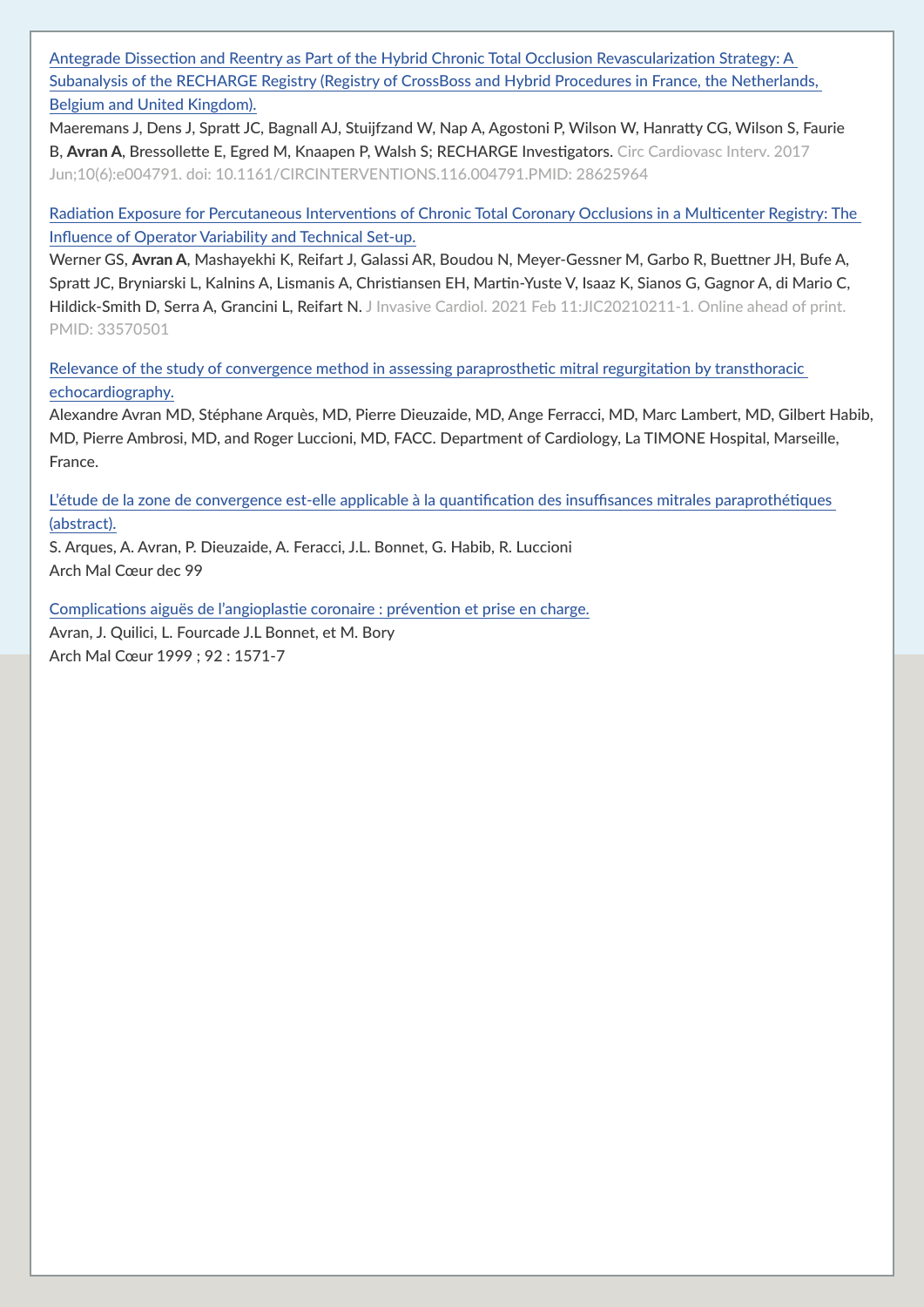Antegrade Dissection and Reentry as Part of the Hybrid Chronic Total Occlusion Revascularization Strategy: A Subanalysis of the RECHARGE Registry (Registry of CrossBoss and Hybrid Procedures in France, the Netherlands, Belgium and United Kingdom).

Maeremans J, Dens J, Spratt JC, Bagnall AJ, Stuijfzand W, Nap A, Agostoni P, Wilson W, Hanratty CG, Wilson S, Faurie B, **Avran A**, Bressollette E, Egred M, Knaapen P, Walsh S; RECHARGE Investigators. Circ Cardiovasc Interv. 2017 Jun;10(6):e004791. doi: 10.1161/CIRCINTERVENTIONS.116.004791.PMID: 28625964

Radiation Exposure for Percutaneous Interventions of Chronic Total Coronary Occlusions in a Multicenter Registry: The Influence of Operator Variability and Technical Set-up.

Werner GS, **Avran A**, Mashayekhi K, Reifart J, Galassi AR, Boudou N, Meyer-Gessner M, Garbo R, Buettner JH, Bufe A, Spratt JC, Bryniarski L, Kalnins A, Lismanis A, Christiansen EH, Martin-Yuste V, Isaaz K, Sianos G, Gagnor A, di Mario C, Hildick-Smith D, Serra A, Grancini L, Reifart N. J Invasive Cardiol. 2021 Feb 11:JIC20210211-1. Online ahead of print. PMID: 33570501

Relevance of the study of convergence method in assessing paraprosthetic mitral regurgitation by transthoracic echocardiography.

Alexandre Avran MD, Stéphane Arquès, MD, Pierre Dieuzaide, MD, Ange Ferracci, MD, Marc Lambert, MD, Gilbert Habib, MD, Pierre Ambrosi, MD, and Roger Luccioni, MD, FACC. Department of Cardiology, La TIMONE Hospital, Marseille, France.

L'étude de la zone de convergence est-elle applicable à la quantification des insuffisances mitrales paraprothétiques (abstract).

S. Arques, A. Avran, P. Dieuzaide, A. Feracci, J.L. Bonnet, G. Habib, R. Luccioni
Arch Mal Cœur dec 99

Complications aiguës de l'angioplastie coronaire : prévention et prise en charge.

Avran, J. Quilici, L. Fourcade J.L Bonnet, et M. Bory
Arch Mal Cœur 1999 ; 92 : 1571-7